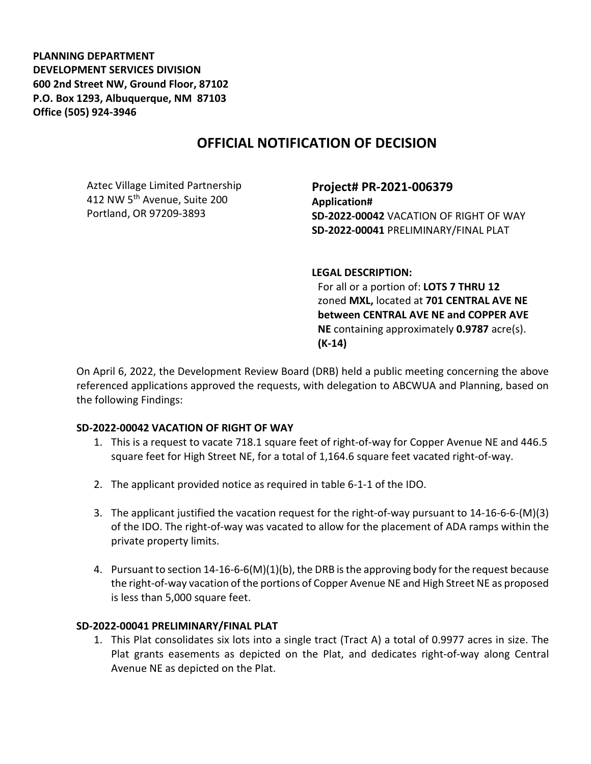**PLANNING DEPARTMENT**
**DEVELOPMENT SERVICES DIVISION**
**600 2nd Street NW, Ground Floor, 87102**
**P.O. Box 1293, Albuquerque, NM 87103**
**Office (505) 924-3946**

# OFFICIAL NOTIFICATION OF DECISION

Aztec Village Limited Partnership
412 NW 5th Avenue, Suite 200
Portland, OR 97209-3893

**Project# PR-2021-006379**
**Application#**
**SD-2022-00042** VACATION OF RIGHT OF WAY
**SD-2022-00041** PRELIMINARY/FINAL PLAT

**LEGAL DESCRIPTION:**
For all or a portion of: **LOTS 7 THRU 12** zoned **MXL,** located at **701 CENTRAL AVE NE between CENTRAL AVE NE and COPPER AVE NE** containing approximately **0.9787** acre(s). **(K-14)**

On April 6, 2022, the Development Review Board (DRB) held a public meeting concerning the above referenced applications approved the requests, with delegation to ABCWUA and Planning, based on the following Findings:

**SD-2022-00042 VACATION OF RIGHT OF WAY**

1. This is a request to vacate 718.1 square feet of right-of-way for Copper Avenue NE and 446.5 square feet for High Street NE, for a total of 1,164.6 square feet vacated right-of-way.
2. The applicant provided notice as required in table 6-1-1 of the IDO.
3. The applicant justified the vacation request for the right-of-way pursuant to 14-16-6-6-(M)(3) of the IDO. The right-of-way was vacated to allow for the placement of ADA ramps within the private property limits.
4. Pursuant to section 14-16-6-6(M)(1)(b), the DRB is the approving body for the request because the right-of-way vacation of the portions of Copper Avenue NE and High Street NE as proposed is less than 5,000 square feet.

**SD-2022-00041 PRELIMINARY/FINAL PLAT**

1. This Plat consolidates six lots into a single tract (Tract A) a total of 0.9977 acres in size. The Plat grants easements as depicted on the Plat, and dedicates right-of-way along Central Avenue NE as depicted on the Plat.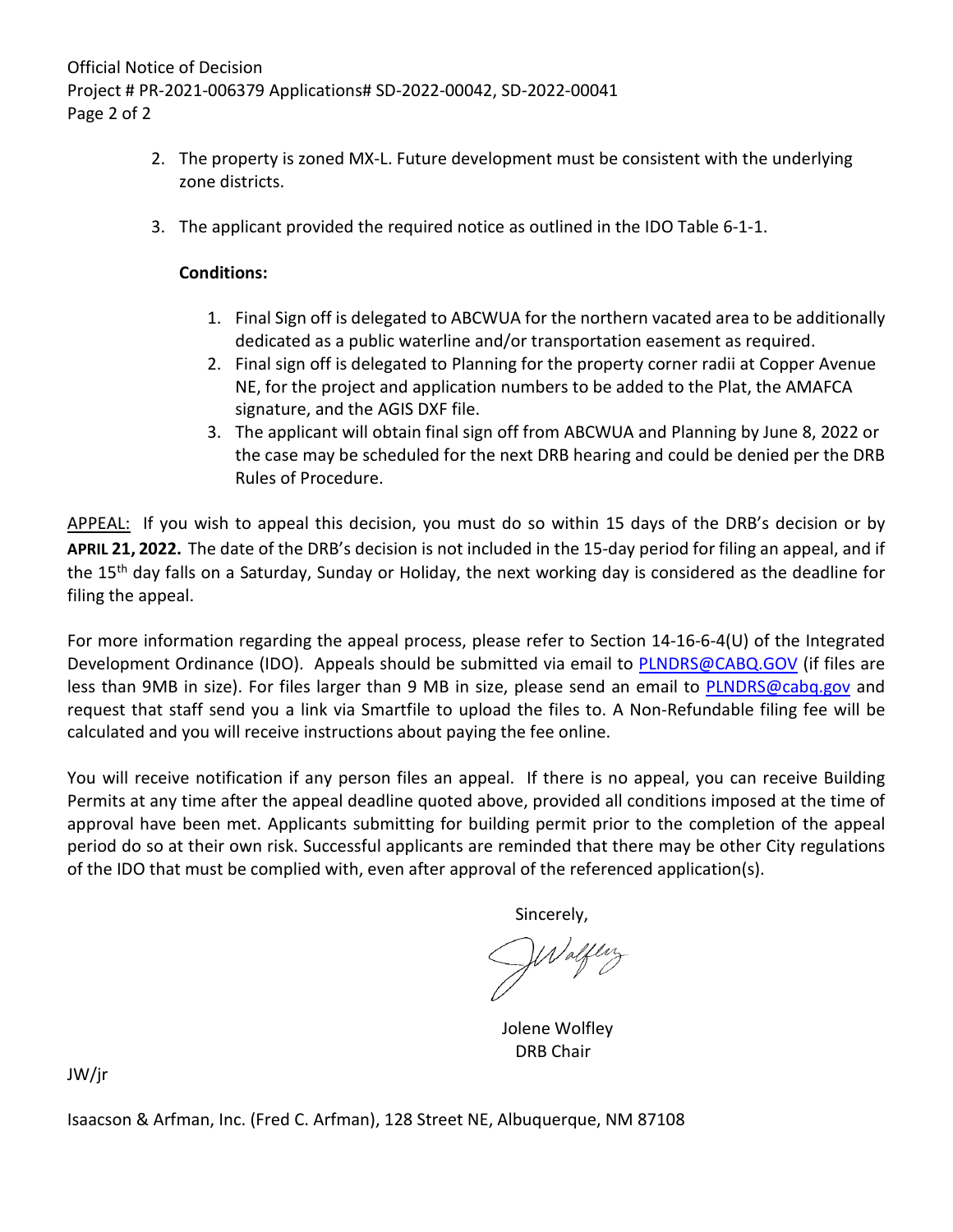2. The property is zoned MX-L. Future development must be consistent with the underlying zone districts.

3. The applicant provided the required notice as outlined in the IDO Table 6-1-1.

**Conditions:**

1. Final Sign off is delegated to ABCWUA for the northern vacated area to be additionally dedicated as a public waterline and/or transportation easement as required.
2. Final sign off is delegated to Planning for the property corner radii at Copper Avenue NE, for the project and application numbers to be added to the Plat, the AMAFCA signature, and the AGIS DXF file.
3. The applicant will obtain final sign off from ABCWUA and Planning by June 8, 2022 or the case may be scheduled for the next DRB hearing and could be denied per the DRB Rules of Procedure.

APPEAL: If you wish to appeal this decision, you must do so within 15 days of the DRB's decision or by **APRIL 21, 2022.** The date of the DRB's decision is not included in the 15-day period for filing an appeal, and if the 15th day falls on a Saturday, Sunday or Holiday, the next working day is considered as the deadline for filing the appeal.

For more information regarding the appeal process, please refer to Section 14-16-6-4(U) of the Integrated Development Ordinance (IDO). Appeals should be submitted via email to PLNDRS@CABQ.GOV (if files are less than 9MB in size). For files larger than 9 MB in size, please send an email to PLNDRS@cabq.gov and request that staff send you a link via Smartfile to upload the files to. A Non-Refundable filing fee will be calculated and you will receive instructions about paying the fee online.

You will receive notification if any person files an appeal. If there is no appeal, you can receive Building Permits at any time after the appeal deadline quoted above, provided all conditions imposed at the time of approval have been met. Applicants submitting for building permit prior to the completion of the appeal period do so at their own risk. Successful applicants are reminded that there may be other City regulations of the IDO that must be complied with, even after approval of the referenced application(s).

Sincerely,

JWolfley

Jolene Wolfley
DRB Chair

JW/jr

Isaacson & Arfman, Inc. (Fred C. Arfman), 128 Street NE, Albuquerque, NM 87108